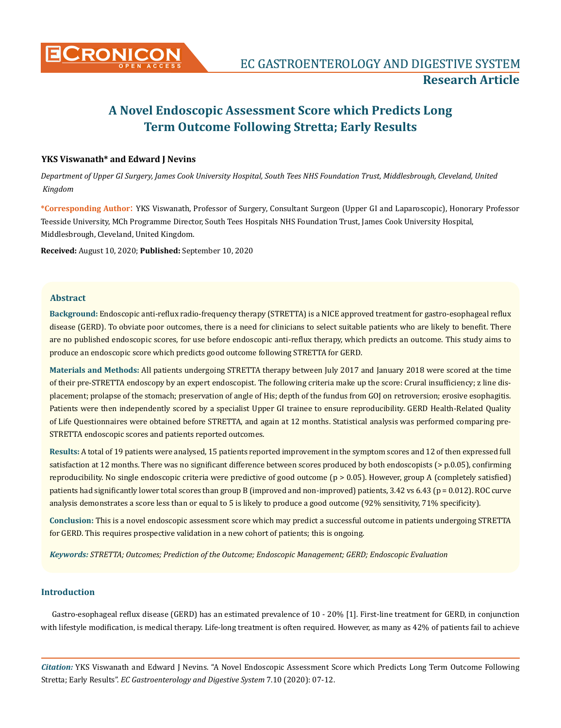# A Novel Endoscopic Assessment Score which Predicts Long Term Outcome Following Stretta; Early Results

**YKS Viswanath* and Edward J Nevins**

*Department of Upper GI Surgery, James Cook University Hospital, South Tees NHS Foundation Trust, Middlesbrough, Cleveland, United Kingdom*

**\*Corresponding Author:** YKS Viswanath, Professor of Surgery, Consultant Surgeon (Upper GI and Laparoscopic), Honorary Professor Teesside University, MCh Programme Director, South Tees Hospitals NHS Foundation Trust, James Cook University Hospital, Middlesbrough, Cleveland, United Kingdom.

**Received:** August 10, 2020; **Published:** September 10, 2020

## Abstract

**Background:** Endoscopic anti-reflux radio-frequency therapy (STRETTA) is a NICE approved treatment for gastro-esophageal reflux disease (GERD). To obviate poor outcomes, there is a need for clinicians to select suitable patients who are likely to benefit. There are no published endoscopic scores, for use before endoscopic anti-reflux therapy, which predicts an outcome. This study aims to produce an endoscopic score which predicts good outcome following STRETTA for GERD.

**Materials and Methods:** All patients undergoing STRETTA therapy between July 2017 and January 2018 were scored at the time of their pre-STRETTA endoscopy by an expert endoscopist. The following criteria make up the score: Crural insufficiency; z line displacement; prolapse of the stomach; preservation of angle of His; depth of the fundus from GOJ on retroversion; erosive esophagitis. Patients were then independently scored by a specialist Upper GI trainee to ensure reproducibility. GERD Health-Related Quality of Life Questionnaires were obtained before STRETTA, and again at 12 months. Statistical analysis was performed comparing pre-STRETTA endoscopic scores and patients reported outcomes.

**Results:** A total of 19 patients were analysed, 15 patients reported improvement in the symptom scores and 12 of then expressed full satisfaction at 12 months. There was no significant difference between scores produced by both endoscopists (> p.0.05), confirming reproducibility. No single endoscopic criteria were predictive of good outcome ($p > 0.05$). However, group A (completely satisfied) patients had significantly lower total scores than group B (improved and non-improved) patients, 3.42 vs 6.43 ($p = 0.012$). ROC curve analysis demonstrates a score less than or equal to 5 is likely to produce a good outcome (92% sensitivity, 71% specificity).

**Conclusion:** This is a novel endoscopic assessment score which may predict a successful outcome in patients undergoing STRETTA for GERD. This requires prospective validation in a new cohort of patients; this is ongoing.

***Keywords:** STRETTA; Outcomes; Prediction of the Outcome; Endoscopic Management; GERD; Endoscopic Evaluation*

## Introduction

Gastro-esophageal reflux disease (GERD) has an estimated prevalence of 10 - 20% [1]. First-line treatment for GERD, in conjunction with lifestyle modification, is medical therapy. Life-long treatment is often required. However, as many as 42% of patients fail to achieve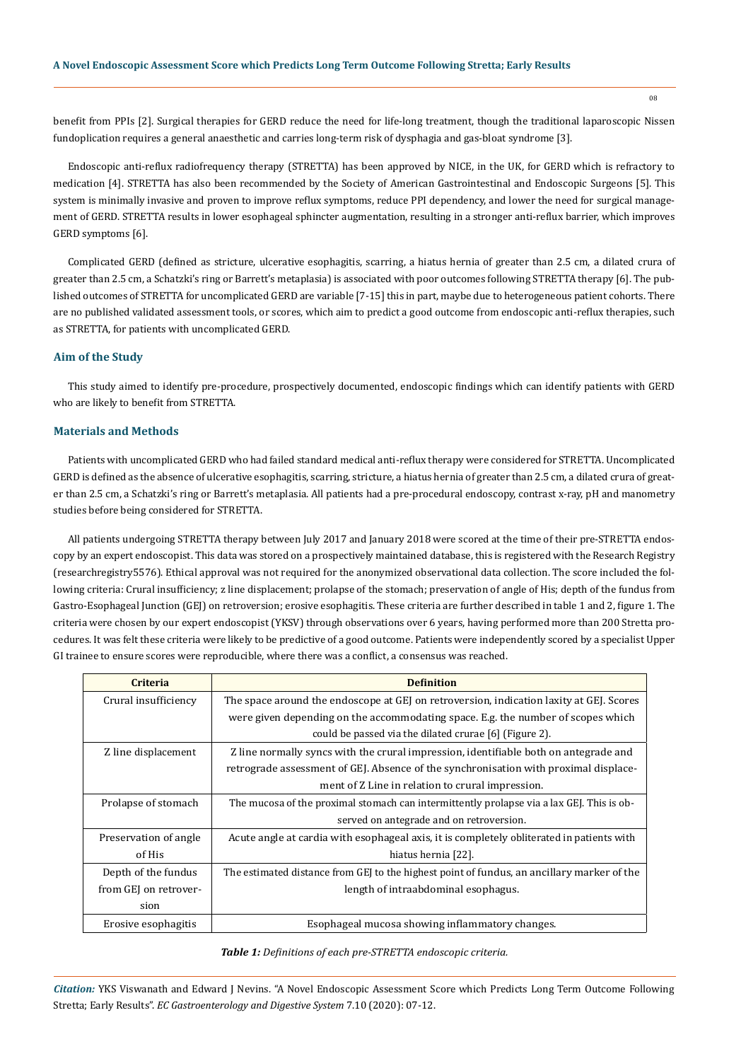benefit from PPIs [2]. Surgical therapies for GERD reduce the need for life-long treatment, though the traditional laparoscopic Nissen fundoplication requires a general anaesthetic and carries long-term risk of dysphagia and gas-bloat syndrome [3].

Endoscopic anti-reflux radiofrequency therapy (STRETTA) has been approved by NICE, in the UK, for GERD which is refractory to medication [4]. STRETTA has also been recommended by the Society of American Gastrointestinal and Endoscopic Surgeons [5]. This system is minimally invasive and proven to improve reflux symptoms, reduce PPI dependency, and lower the need for surgical management of GERD. STRETTA results in lower esophageal sphincter augmentation, resulting in a stronger anti-reflux barrier, which improves GERD symptoms [6].

Complicated GERD (defined as stricture, ulcerative esophagitis, scarring, a hiatus hernia of greater than 2.5 cm, a dilated crura of greater than 2.5 cm, a Schatzki's ring or Barrett's metaplasia) is associated with poor outcomes following STRETTA therapy [6]. The published outcomes of STRETTA for uncomplicated GERD are variable [7-15] this in part, maybe due to heterogeneous patient cohorts. There are no published validated assessment tools, or scores, which aim to predict a good outcome from endoscopic anti-reflux therapies, such as STRETTA, for patients with uncomplicated GERD.

## Aim of the Study

This study aimed to identify pre-procedure, prospectively documented, endoscopic findings which can identify patients with GERD who are likely to benefit from STRETTA.

## Materials and Methods

Patients with uncomplicated GERD who had failed standard medical anti-reflux therapy were considered for STRETTA. Uncomplicated GERD is defined as the absence of ulcerative esophagitis, scarring, stricture, a hiatus hernia of greater than 2.5 cm, a dilated crura of greater than 2.5 cm, a Schatzki's ring or Barrett's metaplasia. All patients had a pre-procedural endoscopy, contrast x-ray, pH and manometry studies before being considered for STRETTA.

All patients undergoing STRETTA therapy between July 2017 and January 2018 were scored at the time of their pre-STRETTA endoscopy by an expert endoscopist. This data was stored on a prospectively maintained database, this is registered with the Research Registry (researchregistry5576). Ethical approval was not required for the anonymized observational data collection. The score included the following criteria: Crural insufficiency; z line displacement; prolapse of the stomach; preservation of angle of His; depth of the fundus from Gastro-Esophageal Junction (GEJ) on retroversion; erosive esophagitis. These criteria are further described in table 1 and 2, figure 1. The criteria were chosen by our expert endoscopist (YKSV) through observations over 6 years, having performed more than 200 Stretta procedures. It was felt these criteria were likely to be predictive of a good outcome. Patients were independently scored by a specialist Upper GI trainee to ensure scores were reproducible, where there was a conflict, a consensus was reached.

| Criteria | Definition |
|---|---|
| Crural insufficiency | The space around the endoscope at GEJ on retroversion, indication laxity at GEJ. Scores were given depending on the accommodating space. E.g. the number of scopes which could be passed via the dilated crurae [6] (Figure 2). |
| Z line displacement | Z line normally syncs with the crural impression, identifiable both on antegrade and retrograde assessment of GEJ. Absence of the synchronisation with proximal displacement of Z Line in relation to crural impression. |
| Prolapse of stomach | The mucosa of the proximal stomach can intermittently prolapse via a lax GEJ. This is observed on antegrade and on retroversion. |
| Preservation of angle of His | Acute angle at cardia with esophageal axis, it is completely obliterated in patients with hiatus hernia [22]. |
| Depth of the fundus from GEJ on retroversion | The estimated distance from GEJ to the highest point of fundus, an ancillary marker of the length of intraabdominal esophagus. |
| Erosive esophagitis | Esophageal mucosa showing inflammatory changes. |

***Table 1:*** *Definitions of each pre-STRETTA endoscopic criteria.*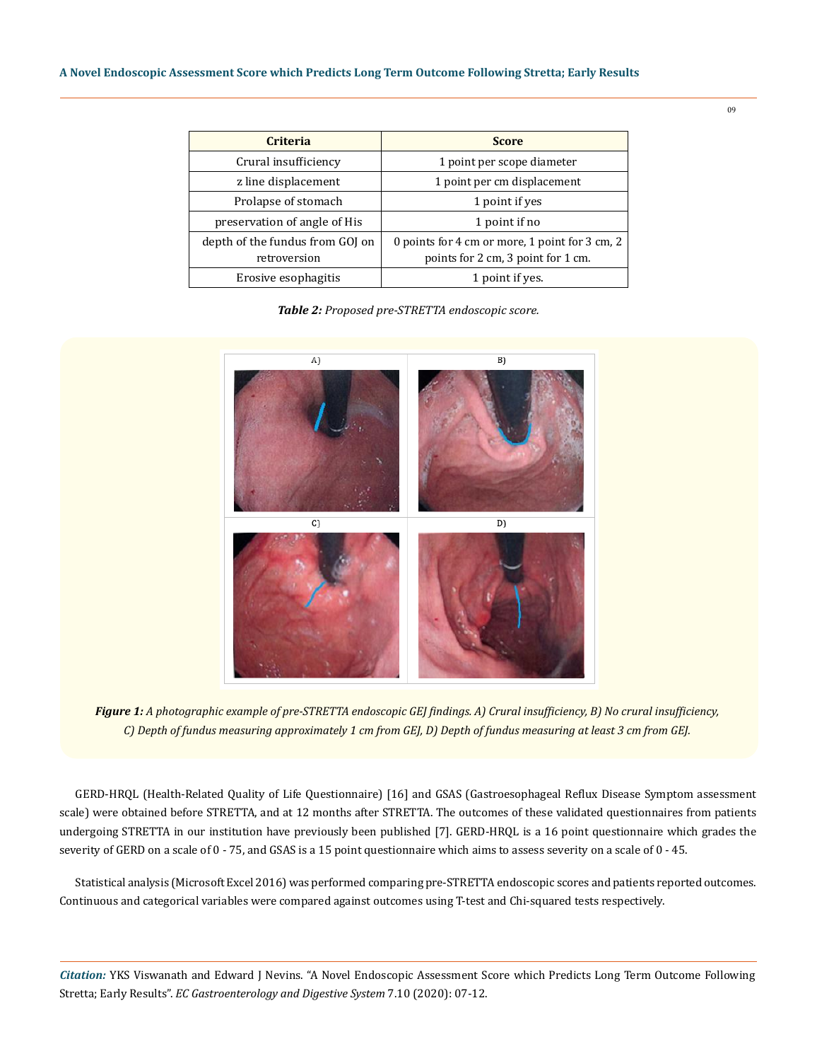| Criteria | Score |
|---|---|
| Crural insufficiency | 1 point per scope diameter |
| z line displacement | 1 point per cm displacement |
| Prolapse of stomach | 1 point if yes |
| preservation of angle of His | 1 point if no |
| depth of the fundus from GOJ on retroversion | 0 points for 4 cm or more, 1 point for 3 cm, 2 points for 2 cm, 3 point for 1 cm. |
| Erosive esophagitis | 1 point if yes. |

***Table 2:*** *Proposed pre-STRETTA endoscopic score.*

***Figure 1:*** *A photographic example of pre-STRETTA endoscopic GEJ findings. A) Crural insufficiency, B) No crural insufficiency, C) Depth of fundus measuring approximately 1 cm from GEJ, D) Depth of fundus measuring at least 3 cm from GEJ.*

GERD-HRQL (Health-Related Quality of Life Questionnaire) [16] and GSAS (Gastroesophageal Reflux Disease Symptom assessment scale) were obtained before STRETTA, and at 12 months after STRETTA. The outcomes of these validated questionnaires from patients undergoing STRETTA in our institution have previously been published [7]. GERD-HRQL is a 16 point questionnaire which grades the severity of GERD on a scale of 0 - 75, and GSAS is a 15 point questionnaire which aims to assess severity on a scale of 0 - 45.

Statistical analysis (Microsoft Excel 2016) was performed comparing pre-STRETTA endoscopic scores and patients reported outcomes. Continuous and categorical variables were compared against outcomes using T-test and Chi-squared tests respectively.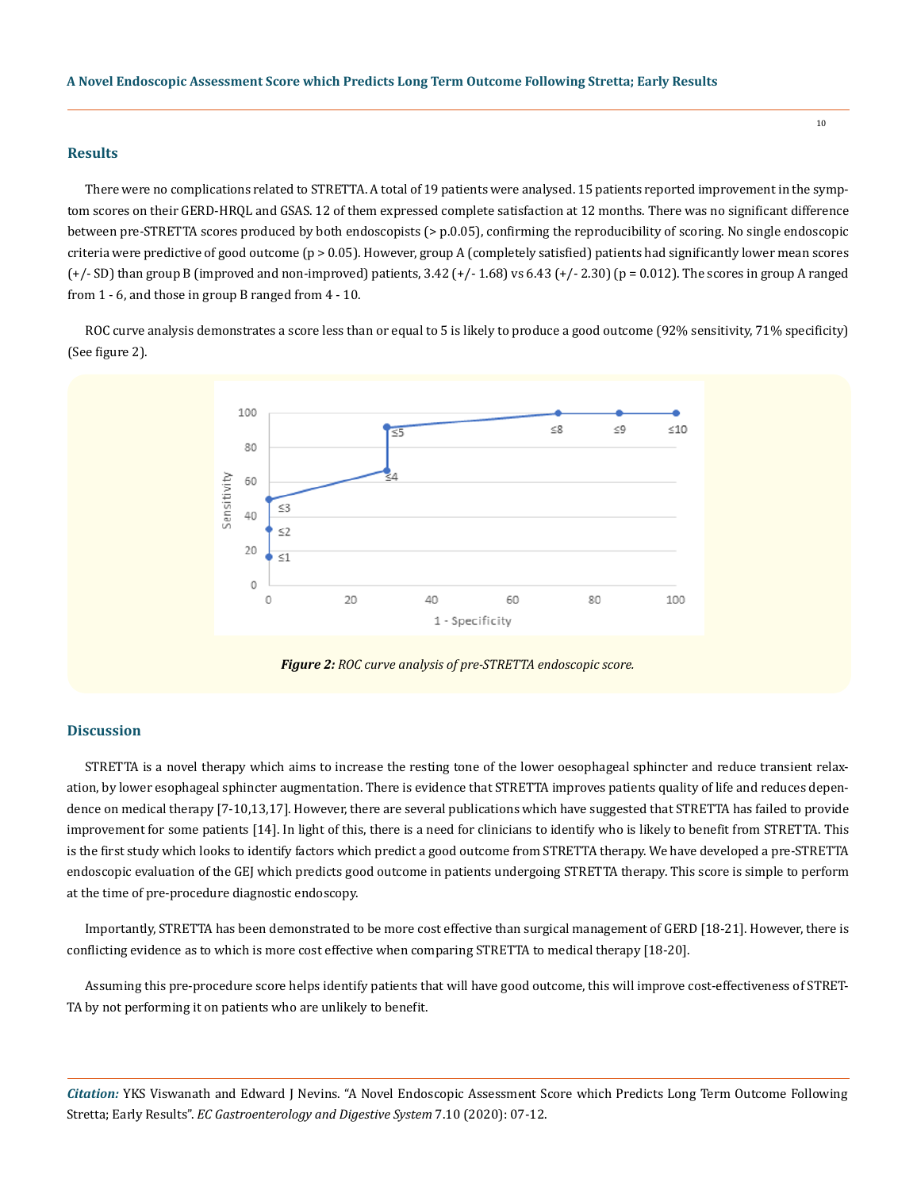## Results

There were no complications related to STRETTA. A total of 19 patients were analysed. 15 patients reported improvement in the symptom scores on their GERD-HRQL and GSAS. 12 of them expressed complete satisfaction at 12 months. There was no significant difference between pre-STRETTA scores produced by both endoscopists (> p.0.05), confirming the reproducibility of scoring. No single endoscopic criteria were predictive of good outcome ($p > 0.05$). However, group A (completely satisfied) patients had significantly lower mean scores (+/- SD) than group B (improved and non-improved) patients, 3.42 (+/- 1.68) vs 6.43 (+/- 2.30) ($p = 0.012$). The scores in group A ranged from 1 - 6, and those in group B ranged from 4 - 10.

ROC curve analysis demonstrates a score less than or equal to 5 is likely to produce a good outcome (92% sensitivity, 71% specificity) (See figure 2).

***Figure 2:*** *ROC curve analysis of pre-STRETTA endoscopic score.*

## Discussion

STRETTA is a novel therapy which aims to increase the resting tone of the lower oesophageal sphincter and reduce transient relaxation, by lower esophageal sphincter augmentation. There is evidence that STRETTA improves patients quality of life and reduces dependence on medical therapy [7-10,13,17]. However, there are several publications which have suggested that STRETTA has failed to provide improvement for some patients [14]. In light of this, there is a need for clinicians to identify who is likely to benefit from STRETTA. This is the first study which looks to identify factors which predict a good outcome from STRETTA therapy. We have developed a pre-STRETTA endoscopic evaluation of the GEJ which predicts good outcome in patients undergoing STRETTA therapy. This score is simple to perform at the time of pre-procedure diagnostic endoscopy.

Importantly, STRETTA has been demonstrated to be more cost effective than surgical management of GERD [18-21]. However, there is conflicting evidence as to which is more cost effective when comparing STRETTA to medical therapy [18-20].

Assuming this pre-procedure score helps identify patients that will have good outcome, this will improve cost-effectiveness of STRETTA by not performing it on patients who are unlikely to benefit.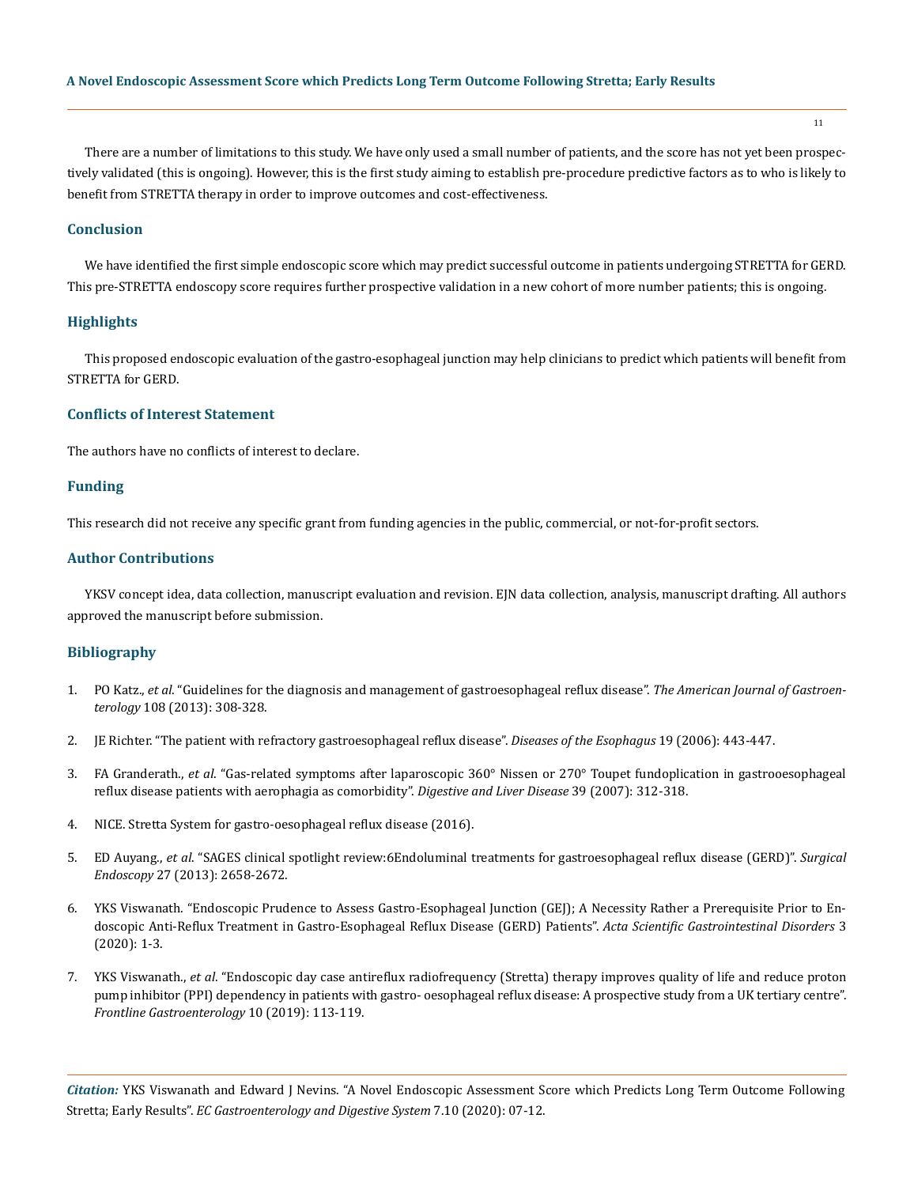There are a number of limitations to this study. We have only used a small number of patients, and the score has not yet been prospectively validated (this is ongoing). However, this is the first study aiming to establish pre-procedure predictive factors as to who is likely to benefit from STRETTA therapy in order to improve outcomes and cost-effectiveness.

## Conclusion

We have identified the first simple endoscopic score which may predict successful outcome in patients undergoing STRETTA for GERD. This pre-STRETTA endoscopy score requires further prospective validation in a new cohort of more number patients; this is ongoing.

## Highlights

This proposed endoscopic evaluation of the gastro-esophageal junction may help clinicians to predict which patients will benefit from STRETTA for GERD.

## Conflicts of Interest Statement

The authors have no conflicts of interest to declare.

## Funding

This research did not receive any specific grant from funding agencies in the public, commercial, or not-for-profit sectors.

## Author Contributions

YKSV concept idea, data collection, manuscript evaluation and revision. EJN data collection, analysis, manuscript drafting. All authors approved the manuscript before submission.

## Bibliography

1. PO Katz., *et al*. "Guidelines for the diagnosis and management of gastroesophageal reflux disease". *The American Journal of Gastroenterology* 108 (2013): 308-328.
2. JE Richter. "The patient with refractory gastroesophageal reflux disease". *Diseases of the Esophagus* 19 (2006): 443-447.
3. FA Granderath., *et al*. "Gas-related symptoms after laparoscopic 360° Nissen or 270° Toupet fundoplication in gastrooesophageal reflux disease patients with aerophagia as comorbidity". *Digestive and Liver Disease* 39 (2007): 312-318.
4. NICE. Stretta System for gastro-oesophageal reflux disease (2016).
5. ED Auyang., *et al*. "SAGES clinical spotlight review:6Endoluminal treatments for gastroesophageal reflux disease (GERD)". *Surgical Endoscopy* 27 (2013): 2658-2672.
6. YKS Viswanath. "Endoscopic Prudence to Assess Gastro-Esophageal Junction (GEJ); A Necessity Rather a Prerequisite Prior to Endoscopic Anti-Reflux Treatment in Gastro-Esophageal Reflux Disease (GERD) Patients". *Acta Scientific Gastrointestinal Disorders* 3 (2020): 1-3.
7. YKS Viswanath., *et al*. "Endoscopic day case antireflux radiofrequency (Stretta) therapy improves quality of life and reduce proton pump inhibitor (PPI) dependency in patients with gastro- oesophageal reflux disease: A prospective study from a UK tertiary centre". *Frontline Gastroenterology* 10 (2019): 113-119.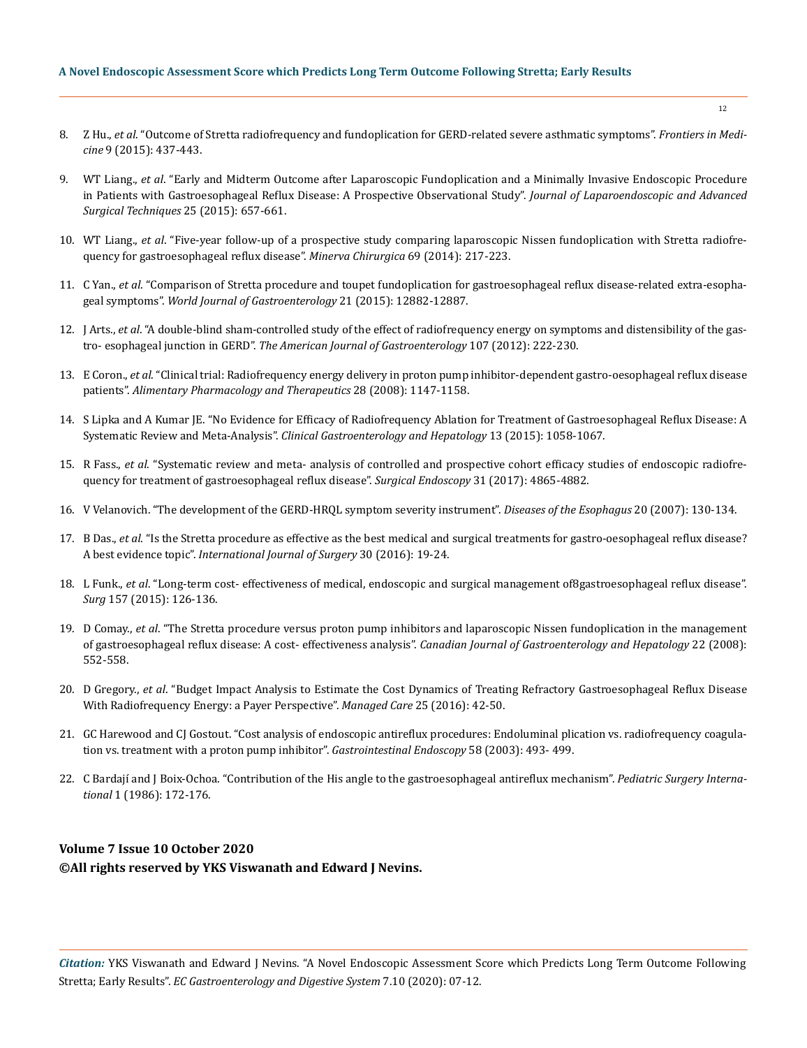8. Z Hu., *et al*. "Outcome of Stretta radiofrequency and fundoplication for GERD-related severe asthmatic symptoms". *Frontiers in Medicine* 9 (2015): 437-443.

9. WT Liang., *et al*. "Early and Midterm Outcome after Laparoscopic Fundoplication and a Minimally Invasive Endoscopic Procedure in Patients with Gastroesophageal Reflux Disease: A Prospective Observational Study". *Journal of Laparoendoscopic and Advanced Surgical Techniques* 25 (2015): 657-661.

10. WT Liang., *et al*. "Five-year follow-up of a prospective study comparing laparoscopic Nissen fundoplication with Stretta radiofrequency for gastroesophageal reflux disease". *Minerva Chirurgica* 69 (2014): 217-223.

11. C Yan., *et al*. "Comparison of Stretta procedure and toupet fundoplication for gastroesophageal reflux disease-related extra-esophageal symptoms". *World Journal of Gastroenterology* 21 (2015): 12882-12887.

12. J Arts., *et al*. "A double-blind sham-controlled study of the effect of radiofrequency energy on symptoms and distensibility of the gastro- esophageal junction in GERD". *The American Journal of Gastroenterology* 107 (2012): 222-230.

13. E Coron., *et al*. "Clinical trial: Radiofrequency energy delivery in proton pump inhibitor-dependent gastro-oesophageal reflux disease patients". *Alimentary Pharmacology and Therapeutics* 28 (2008): 1147-1158.

14. S Lipka and A Kumar JE. "No Evidence for Efficacy of Radiofrequency Ablation for Treatment of Gastroesophageal Reflux Disease: A Systematic Review and Meta-Analysis". *Clinical Gastroenterology and Hepatology* 13 (2015): 1058-1067.

15. R Fass., *et al*. "Systematic review and meta- analysis of controlled and prospective cohort efficacy studies of endoscopic radiofrequency for treatment of gastroesophageal reflux disease". *Surgical Endoscopy* 31 (2017): 4865-4882.

16. V Velanovich. "The development of the GERD-HRQL symptom severity instrument". *Diseases of the Esophagus* 20 (2007): 130-134.

17. B Das., *et al*. "Is the Stretta procedure as effective as the best medical and surgical treatments for gastro-oesophageal reflux disease? A best evidence topic". *International Journal of Surgery* 30 (2016): 19-24.

18. L Funk., *et al*. "Long-term cost- effectiveness of medical, endoscopic and surgical management of8gastroesophageal reflux disease". *Surg* 157 (2015): 126-136.

19. D Comay., *et al*. "The Stretta procedure versus proton pump inhibitors and laparoscopic Nissen fundoplication in the management of gastroesophageal reflux disease: A cost- effectiveness analysis". *Canadian Journal of Gastroenterology and Hepatology* 22 (2008): 552-558.

20. D Gregory., *et al*. "Budget Impact Analysis to Estimate the Cost Dynamics of Treating Refractory Gastroesophageal Reflux Disease With Radiofrequency Energy: a Payer Perspective". *Managed Care* 25 (2016): 42-50.

21. GC Harewood and CJ Gostout. "Cost analysis of endoscopic antireflux procedures: Endoluminal plication vs. radiofrequency coagulation vs. treatment with a proton pump inhibitor". *Gastrointestinal Endoscopy* 58 (2003): 493- 499.

22. C Bardají and J Boix-Ochoa. "Contribution of the His angle to the gastroesophageal antireflux mechanism". *Pediatric Surgery International* 1 (1986): 172-176.

**Volume 7 Issue 10 October 2020**
**©All rights reserved by YKS Viswanath and Edward J Nevins.**